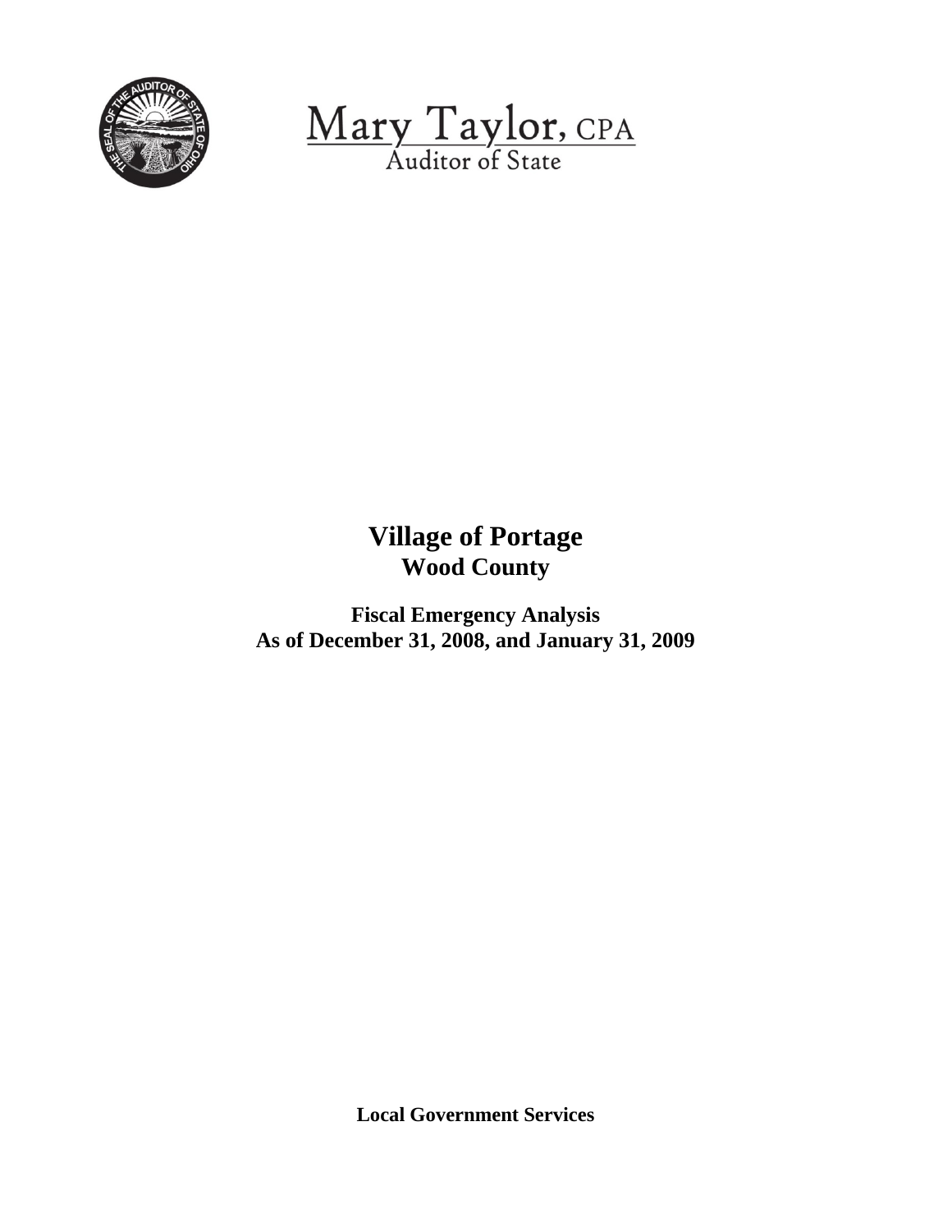Mary Taylor, CPA
Auditor of State

# Village of Portage
## Wood County

**Fiscal Emergency Analysis**
**As of December 31, 2008, and January 31, 2009**

**Local Government Services**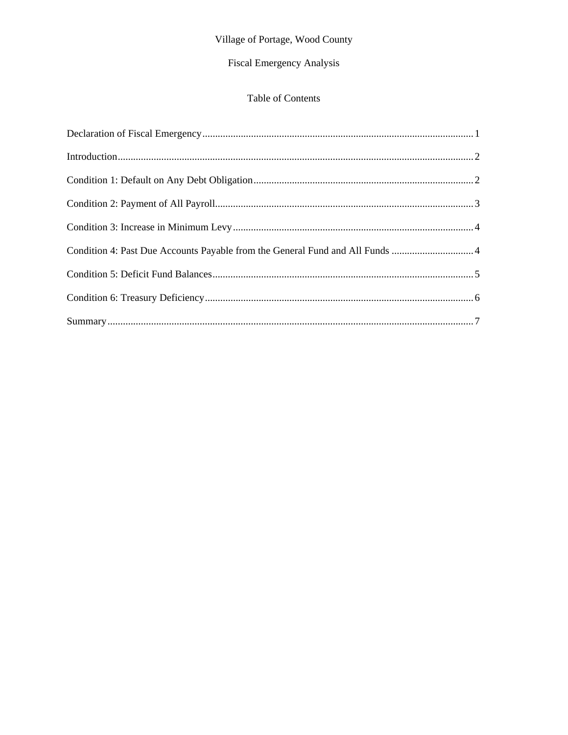Village of Portage, Wood County

Fiscal Emergency Analysis

Table of Contents

| Section | Page |
| --- | --- |
| Declaration of Fiscal Emergency | 1 |
| Introduction | 2 |
| Condition 1: Default on Any Debt Obligation | 2 |
| Condition 2: Payment of All Payroll | 3 |
| Condition 3: Increase in Minimum Levy | 4 |
| Condition 4: Past Due Accounts Payable from the General Fund and All Funds | 4 |
| Condition 5: Deficit Fund Balances | 5 |
| Condition 6: Treasury Deficiency | 6 |
| Summary | 7 |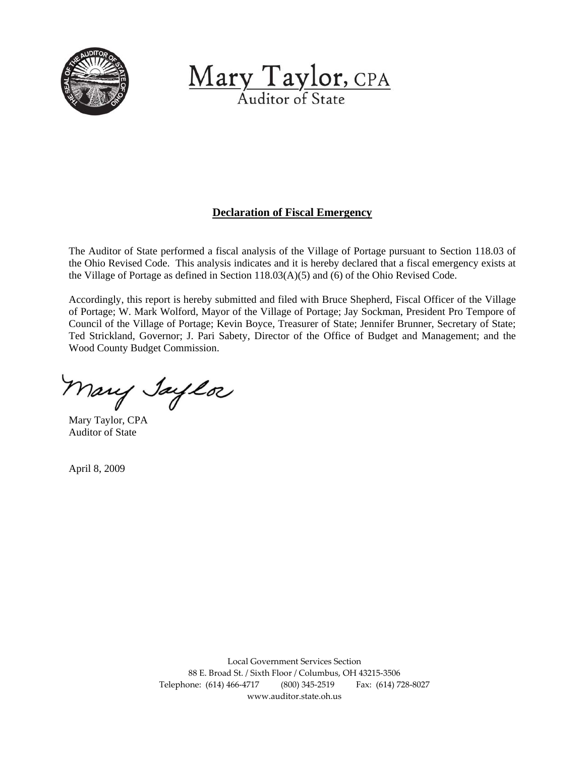Mary Taylor, CPA
Auditor of State

## Declaration of Fiscal Emergency

The Auditor of State performed a fiscal analysis of the Village of Portage pursuant to Section 118.03 of the Ohio Revised Code. This analysis indicates and it is hereby declared that a fiscal emergency exists at the Village of Portage as defined in Section 118.03(A)(5) and (6) of the Ohio Revised Code.

Accordingly, this report is hereby submitted and filed with Bruce Shepherd, Fiscal Officer of the Village of Portage; W. Mark Wolford, Mayor of the Village of Portage; Jay Sockman, President Pro Tempore of Council of the Village of Portage; Kevin Boyce, Treasurer of State; Jennifer Brunner, Secretary of State; Ted Strickland, Governor; J. Pari Sabety, Director of the Office of Budget and Management; and the Wood County Budget Commission.

Mary Taylor, CPA
Auditor of State

April 8, 2009

Local Government Services Section
88 E. Broad St. / Sixth Floor / Columbus, OH 43215-3506
Telephone: (614) 466-4717 (800) 345-2519 Fax: (614) 728-8027
www.auditor.state.oh.us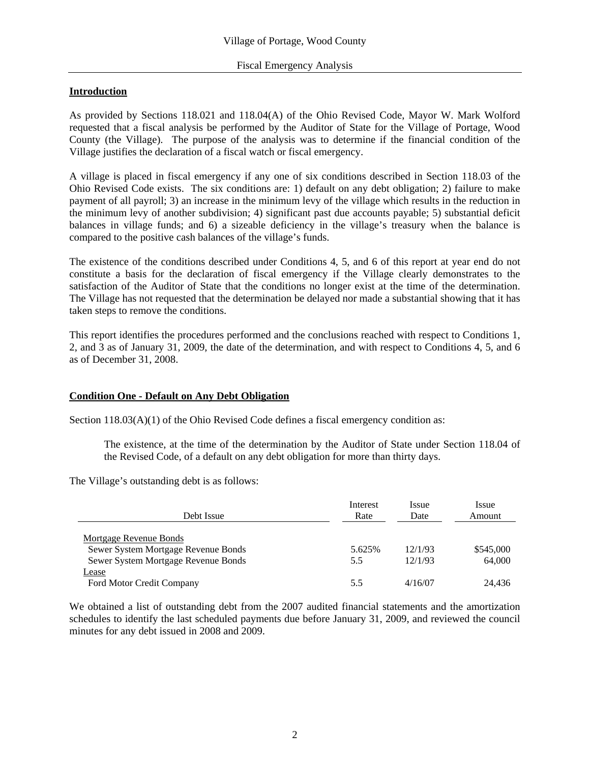Village of Portage, Wood County

Fiscal Emergency Analysis

## Introduction

As provided by Sections 118.021 and 118.04(A) of the Ohio Revised Code, Mayor W. Mark Wolford requested that a fiscal analysis be performed by the Auditor of State for the Village of Portage, Wood County (the Village). The purpose of the analysis was to determine if the financial condition of the Village justifies the declaration of a fiscal watch or fiscal emergency.

A village is placed in fiscal emergency if any one of six conditions described in Section 118.03 of the Ohio Revised Code exists. The six conditions are: 1) default on any debt obligation; 2) failure to make payment of all payroll; 3) an increase in the minimum levy of the village which results in the reduction in the minimum levy of another subdivision; 4) significant past due accounts payable; 5) substantial deficit balances in village funds; and 6) a sizeable deficiency in the village's treasury when the balance is compared to the positive cash balances of the village's funds.

The existence of the conditions described under Conditions 4, 5, and 6 of this report at year end do not constitute a basis for the declaration of fiscal emergency if the Village clearly demonstrates to the satisfaction of the Auditor of State that the conditions no longer exist at the time of the determination. The Village has not requested that the determination be delayed nor made a substantial showing that it has taken steps to remove the conditions.

This report identifies the procedures performed and the conclusions reached with respect to Conditions 1, 2, and 3 as of January 31, 2009, the date of the determination, and with respect to Conditions 4, 5, and 6 as of December 31, 2008.

## Condition One - Default on Any Debt Obligation

Section 118.03(A)(1) of the Ohio Revised Code defines a fiscal emergency condition as:

> The existence, at the time of the determination by the Auditor of State under Section 118.04 of the Revised Code, of a default on any debt obligation for more than thirty days.

The Village's outstanding debt is as follows:

| Debt Issue | Interest Rate | Issue Date | Issue Amount |
|---|---|---|---|
| Mortgage Revenue Bonds | | | |
| Sewer System Mortgage Revenue Bonds | 5.625% | 12/1/93 | $545,000 |
| Sewer System Mortgage Revenue Bonds | 5.5 | 12/1/93 | 64,000 |
| Lease | | | |
| Ford Motor Credit Company | 5.5 | 4/16/07 | 24,436 |

We obtained a list of outstanding debt from the 2007 audited financial statements and the amortization schedules to identify the last scheduled payments due before January 31, 2009, and reviewed the council minutes for any debt issued in 2008 and 2009.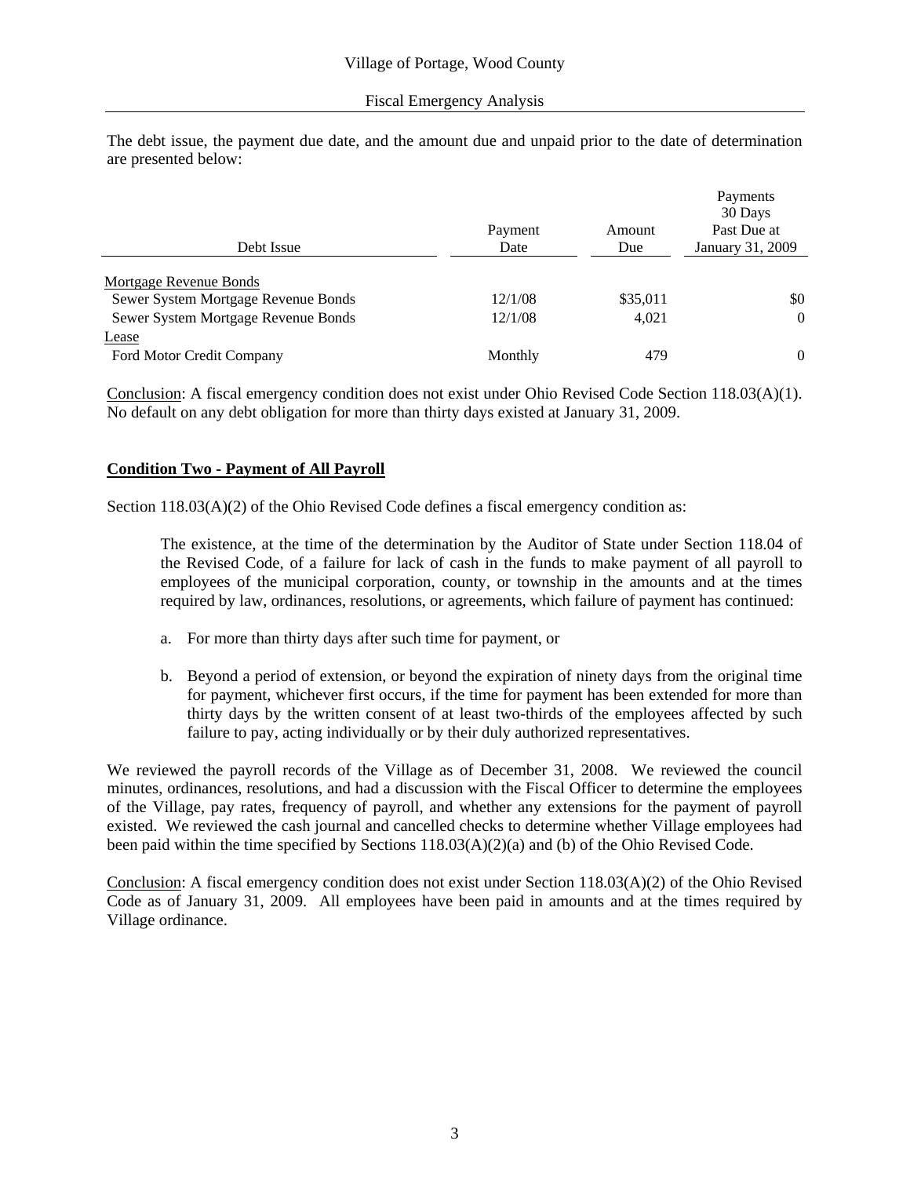The debt issue, the payment due date, and the amount due and unpaid prior to the date of determination are presented below:

| Debt Issue | Payment Date | Amount Due | Payments 30 Days Past Due at January 31, 2009 |
|---|---|---|---|
| Mortgage Revenue Bonds | | | |
| Sewer System Mortgage Revenue Bonds | 12/1/08 | $35,011 | $0 |
| Sewer System Mortgage Revenue Bonds | 12/1/08 | 4,021 | 0 |
| Lease | | | |
| Ford Motor Credit Company | Monthly | 479 | 0 |

Conclusion: A fiscal emergency condition does not exist under Ohio Revised Code Section 118.03(A)(1). No default on any debt obligation for more than thirty days existed at January 31, 2009.

**Condition Two - Payment of All Payroll**

Section 118.03(A)(2) of the Ohio Revised Code defines a fiscal emergency condition as:

> The existence, at the time of the determination by the Auditor of State under Section 118.04 of the Revised Code, of a failure for lack of cash in the funds to make payment of all payroll to employees of the municipal corporation, county, or township in the amounts and at the times required by law, ordinances, resolutions, or agreements, which failure of payment has continued:
>
> a. For more than thirty days after such time for payment, or
>
> b. Beyond a period of extension, or beyond the expiration of ninety days from the original time for payment, whichever first occurs, if the time for payment has been extended for more than thirty days by the written consent of at least two-thirds of the employees affected by such failure to pay, acting individually or by their duly authorized representatives.

We reviewed the payroll records of the Village as of December 31, 2008. We reviewed the council minutes, ordinances, resolutions, and had a discussion with the Fiscal Officer to determine the employees of the Village, pay rates, frequency of payroll, and whether any extensions for the payment of payroll existed. We reviewed the cash journal and cancelled checks to determine whether Village employees had been paid within the time specified by Sections 118.03(A)(2)(a) and (b) of the Ohio Revised Code.

Conclusion: A fiscal emergency condition does not exist under Section 118.03(A)(2) of the Ohio Revised Code as of January 31, 2009. All employees have been paid in amounts and at the times required by Village ordinance.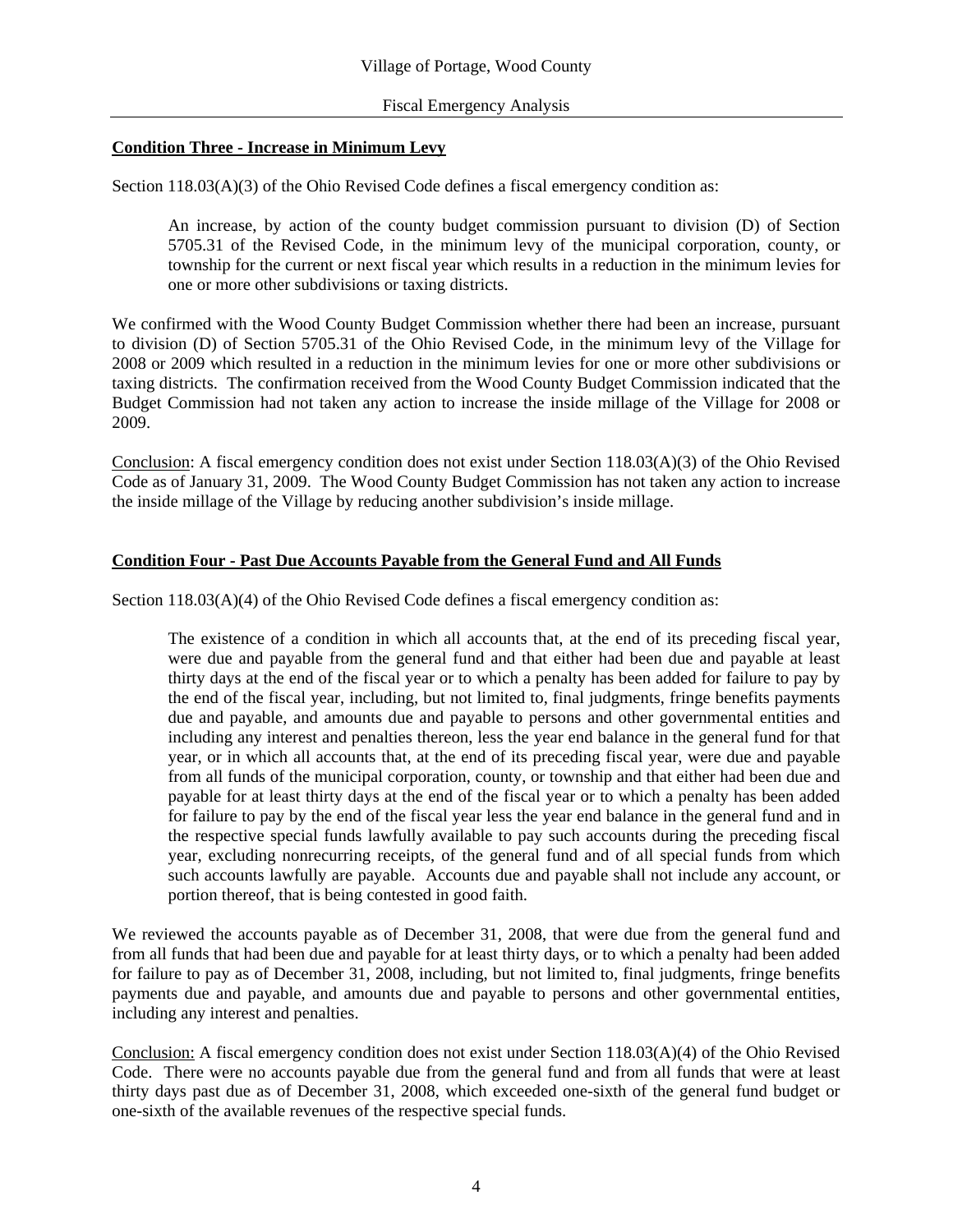### Condition Three - Increase in Minimum Levy

Section 118.03(A)(3) of the Ohio Revised Code defines a fiscal emergency condition as:

> An increase, by action of the county budget commission pursuant to division (D) of Section 5705.31 of the Revised Code, in the minimum levy of the municipal corporation, county, or township for the current or next fiscal year which results in a reduction in the minimum levies for one or more other subdivisions or taxing districts.

We confirmed with the Wood County Budget Commission whether there had been an increase, pursuant to division (D) of Section 5705.31 of the Ohio Revised Code, in the minimum levy of the Village for 2008 or 2009 which resulted in a reduction in the minimum levies for one or more other subdivisions or taxing districts. The confirmation received from the Wood County Budget Commission indicated that the Budget Commission had not taken any action to increase the inside millage of the Village for 2008 or 2009.

Conclusion: A fiscal emergency condition does not exist under Section 118.03(A)(3) of the Ohio Revised Code as of January 31, 2009. The Wood County Budget Commission has not taken any action to increase the inside millage of the Village by reducing another subdivision's inside millage.

### Condition Four - Past Due Accounts Payable from the General Fund and All Funds

Section 118.03(A)(4) of the Ohio Revised Code defines a fiscal emergency condition as:

> The existence of a condition in which all accounts that, at the end of its preceding fiscal year, were due and payable from the general fund and that either had been due and payable at least thirty days at the end of the fiscal year or to which a penalty has been added for failure to pay by the end of the fiscal year, including, but not limited to, final judgments, fringe benefits payments due and payable, and amounts due and payable to persons and other governmental entities and including any interest and penalties thereon, less the year end balance in the general fund for that year, or in which all accounts that, at the end of its preceding fiscal year, were due and payable from all funds of the municipal corporation, county, or township and that either had been due and payable for at least thirty days at the end of the fiscal year or to which a penalty has been added for failure to pay by the end of the fiscal year less the year end balance in the general fund and in the respective special funds lawfully available to pay such accounts during the preceding fiscal year, excluding nonrecurring receipts, of the general fund and of all special funds from which such accounts lawfully are payable. Accounts due and payable shall not include any account, or portion thereof, that is being contested in good faith.

We reviewed the accounts payable as of December 31, 2008, that were due from the general fund and from all funds that had been due and payable for at least thirty days, or to which a penalty had been added for failure to pay as of December 31, 2008, including, but not limited to, final judgments, fringe benefits payments due and payable, and amounts due and payable to persons and other governmental entities, including any interest and penalties.

Conclusion: A fiscal emergency condition does not exist under Section 118.03(A)(4) of the Ohio Revised Code. There were no accounts payable due from the general fund and from all funds that were at least thirty days past due as of December 31, 2008, which exceeded one-sixth of the general fund budget or one-sixth of the available revenues of the respective special funds.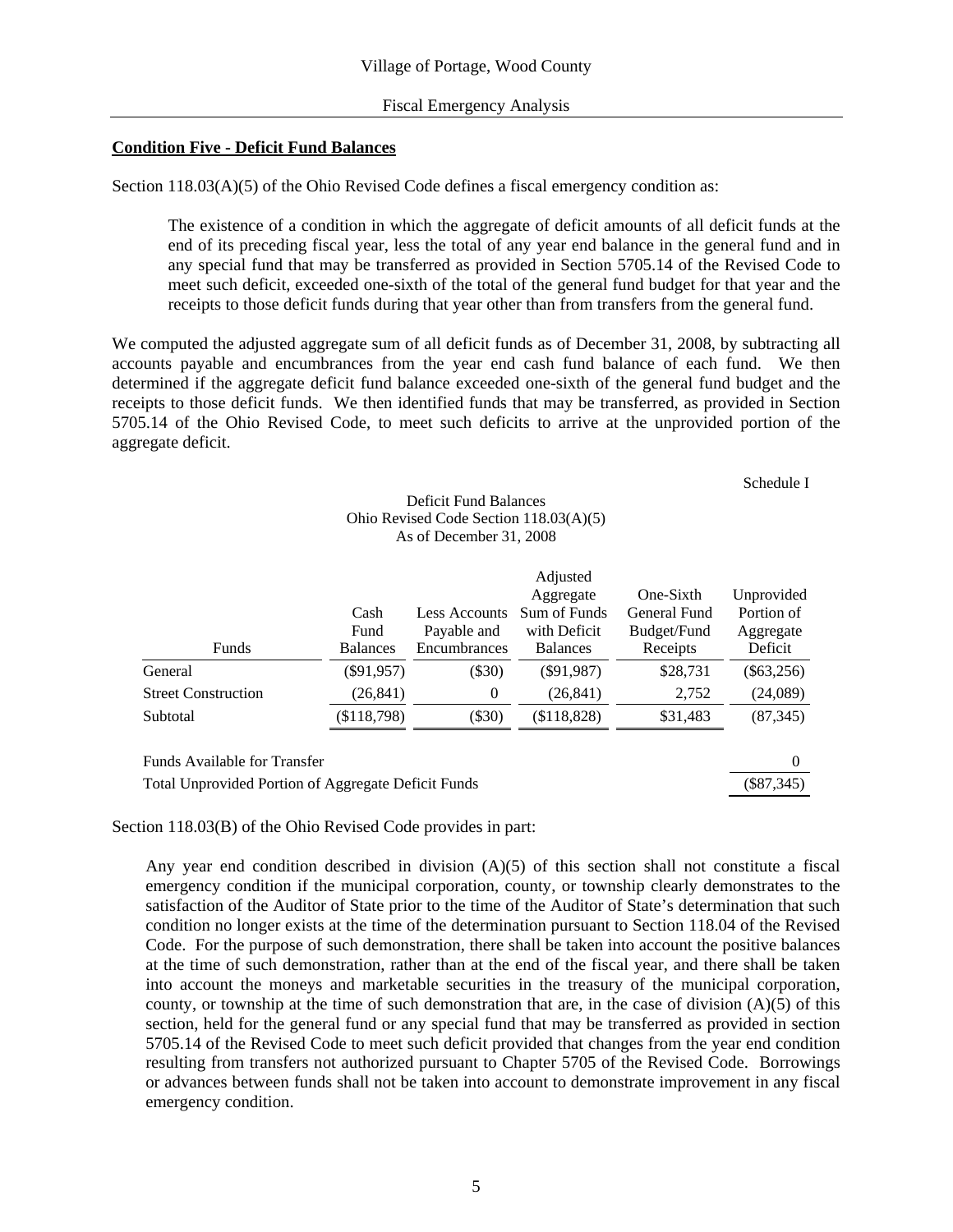## Condition Five - Deficit Fund Balances

Section 118.03(A)(5) of the Ohio Revised Code defines a fiscal emergency condition as:

> The existence of a condition in which the aggregate of deficit amounts of all deficit funds at the end of its preceding fiscal year, less the total of any year end balance in the general fund and in any special fund that may be transferred as provided in Section 5705.14 of the Revised Code to meet such deficit, exceeded one-sixth of the total of the general fund budget for that year and the receipts to those deficit funds during that year other than from transfers from the general fund.

We computed the adjusted aggregate sum of all deficit funds as of December 31, 2008, by subtracting all accounts payable and encumbrances from the year end cash fund balance of each fund. We then determined if the aggregate deficit fund balance exceeded one-sixth of the general fund budget and the receipts to those deficit funds. We then identified funds that may be transferred, as provided in Section 5705.14 of the Ohio Revised Code, to meet such deficits to arrive at the unprovided portion of the aggregate deficit.

Schedule I

Deficit Fund Balances
Ohio Revised Code Section 118.03(A)(5)
As of December 31, 2008

| Funds | Cash Fund Balances | Less Accounts Payable and Encumbrances | Adjusted Aggregate Sum of Funds with Deficit Balances | One-Sixth General Fund Budget/Fund Receipts | Unprovided Portion of Aggregate Deficit |
|---|---|---|---|---|---|
| General | ($91,957) | ($30) | ($91,987) | $28,731 | ($63,256) |
| Street Construction | (26,841) | 0 | (26,841) | 2,752 | (24,089) |
| Subtotal | ($118,798) | ($30) | ($118,828) | $31,483 | (87,345) |
| Funds Available for Transfer | | | | | 0 |
| Total Unprovided Portion of Aggregate Deficit Funds | | | | | ($87,345) |

Section 118.03(B) of the Ohio Revised Code provides in part:

> Any year end condition described in division (A)(5) of this section shall not constitute a fiscal emergency condition if the municipal corporation, county, or township clearly demonstrates to the satisfaction of the Auditor of State prior to the time of the Auditor of State's determination that such condition no longer exists at the time of the determination pursuant to Section 118.04 of the Revised Code. For the purpose of such demonstration, there shall be taken into account the positive balances at the time of such demonstration, rather than at the end of the fiscal year, and there shall be taken into account the moneys and marketable securities in the treasury of the municipal corporation, county, or township at the time of such demonstration that are, in the case of division (A)(5) of this section, held for the general fund or any special fund that may be transferred as provided in section 5705.14 of the Revised Code to meet such deficit provided that changes from the year end condition resulting from transfers not authorized pursuant to Chapter 5705 of the Revised Code. Borrowings or advances between funds shall not be taken into account to demonstrate improvement in any fiscal emergency condition.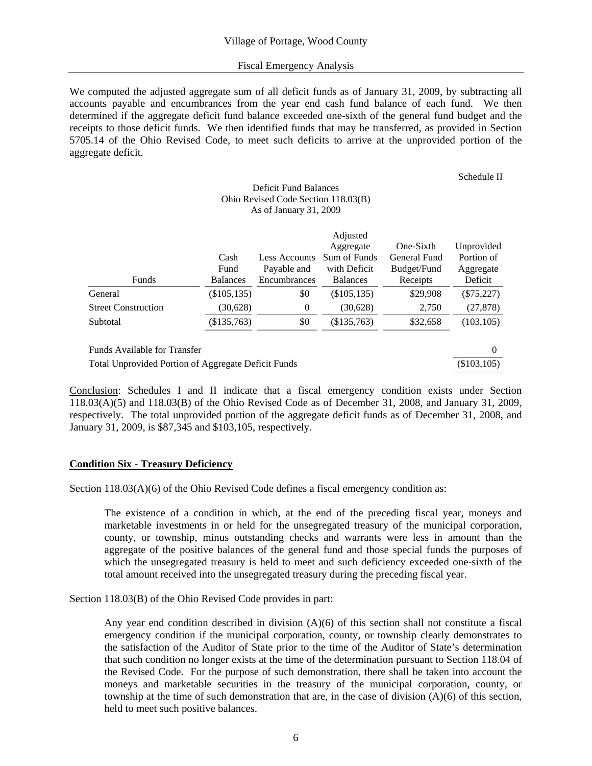We computed the adjusted aggregate sum of all deficit funds as of January 31, 2009, by subtracting all accounts payable and encumbrances from the year end cash fund balance of each fund. We then determined if the aggregate deficit fund balance exceeded one-sixth of the general fund budget and the receipts to those deficit funds. We then identified funds that may be transferred, as provided in Section 5705.14 of the Ohio Revised Code, to meet such deficits to arrive at the unprovided portion of the aggregate deficit.

Schedule II

Deficit Fund Balances
Ohio Revised Code Section 118.03(B)
As of January 31, 2009

| Funds | Cash Fund Balances | Less Accounts Payable and Encumbrances | Adjusted Aggregate Sum of Funds with Deficit Balances | One-Sixth General Fund Budget/Fund Receipts | Unprovided Portion of Aggregate Deficit |
|---|---|---|---|---|---|
| General | ($105,135) | $0 | ($105,135) | $29,908 | ($75,227) |
| Street Construction | (30,628) | 0 | (30,628) | 2,750 | (27,878) |
| Subtotal | ($135,763) | $0 | ($135,763) | $32,658 | (103,105) |
| Funds Available for Transfer | | | | | 0 |
| Total Unprovided Portion of Aggregate Deficit Funds | | | | | ($103,105) |

Conclusion: Schedules I and II indicate that a fiscal emergency condition exists under Section 118.03(A)(5) and 118.03(B) of the Ohio Revised Code as of December 31, 2008, and January 31, 2009, respectively. The total unprovided portion of the aggregate deficit funds as of December 31, 2008, and January 31, 2009, is $87,345 and $103,105, respectively.

**Condition Six - Treasury Deficiency**

Section 118.03(A)(6) of the Ohio Revised Code defines a fiscal emergency condition as:

> The existence of a condition in which, at the end of the preceding fiscal year, moneys and marketable investments in or held for the unsegregated treasury of the municipal corporation, county, or township, minus outstanding checks and warrants were less in amount than the aggregate of the positive balances of the general fund and those special funds the purposes of which the unsegregated treasury is held to meet and such deficiency exceeded one-sixth of the total amount received into the unsegregated treasury during the preceding fiscal year.

Section 118.03(B) of the Ohio Revised Code provides in part:

> Any year end condition described in division (A)(6) of this section shall not constitute a fiscal emergency condition if the municipal corporation, county, or township clearly demonstrates to the satisfaction of the Auditor of State prior to the time of the Auditor of State's determination that such condition no longer exists at the time of the determination pursuant to Section 118.04 of the Revised Code. For the purpose of such demonstration, there shall be taken into account the moneys and marketable securities in the treasury of the municipal corporation, county, or township at the time of such demonstration that are, in the case of division (A)(6) of this section, held to meet such positive balances.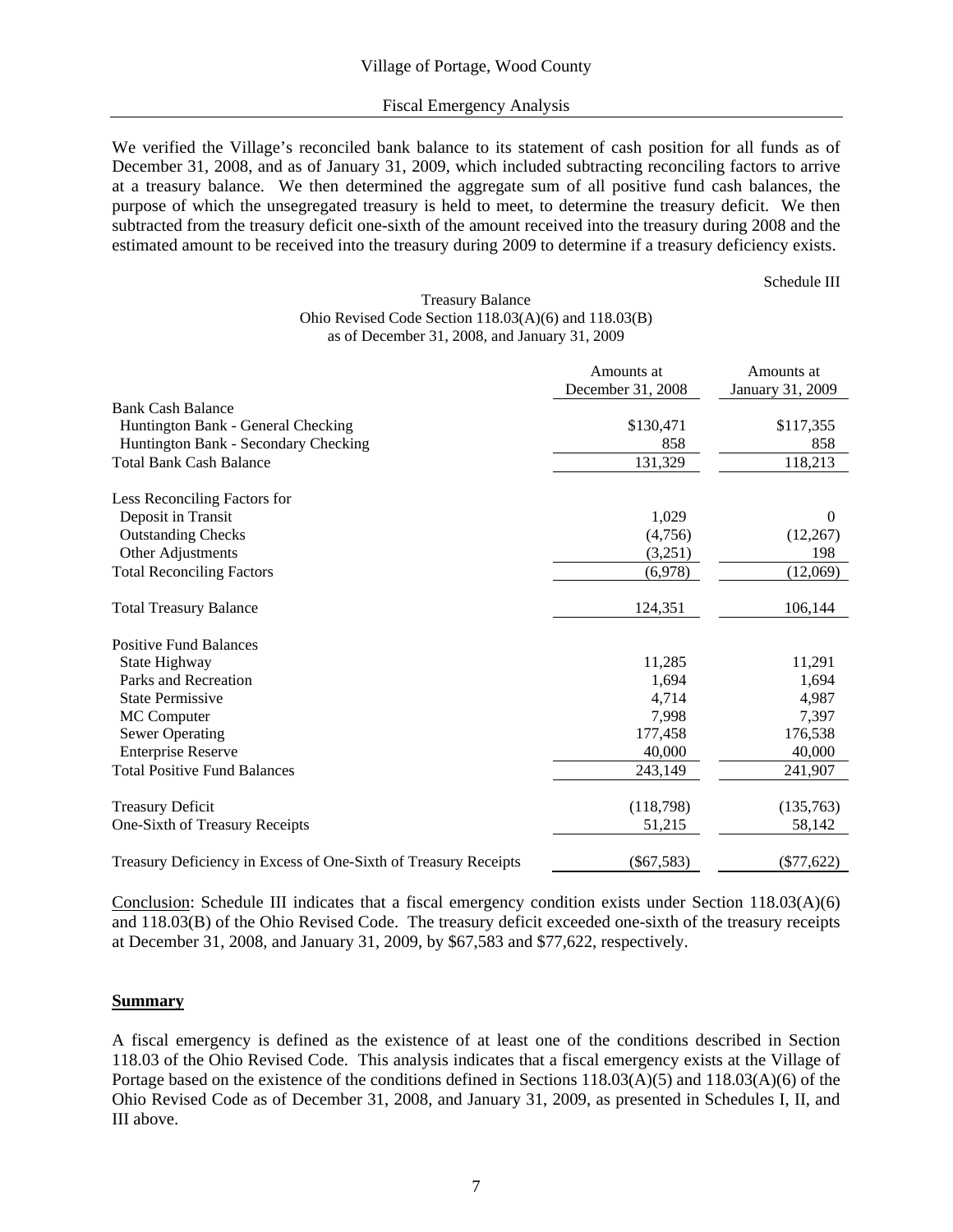We verified the Village's reconciled bank balance to its statement of cash position for all funds as of December 31, 2008, and as of January 31, 2009, which included subtracting reconciling factors to arrive at a treasury balance. We then determined the aggregate sum of all positive fund cash balances, the purpose of which the unsegregated treasury is held to meet, to determine the treasury deficit. We then subtracted from the treasury deficit one-sixth of the amount received into the treasury during 2008 and the estimated amount to be received into the treasury during 2009 to determine if a treasury deficiency exists.

Schedule III

Treasury Balance
Ohio Revised Code Section 118.03(A)(6) and 118.03(B)
as of December 31, 2008, and January 31, 2009

| | Amounts at December 31, 2008 | Amounts at January 31, 2009 |
|---|---|---|
| Bank Cash Balance | | |
| Huntington Bank - General Checking | $130,471 | $117,355 |
| Huntington Bank - Secondary Checking | 858 | 858 |
| Total Bank Cash Balance | 131,329 | 118,213 |
| | | |
| Less Reconciling Factors for | | |
| Deposit in Transit | 1,029 | 0 |
| Outstanding Checks | (4,756) | (12,267) |
| Other Adjustments | (3,251) | 198 |
| Total Reconciling Factors | (6,978) | (12,069) |
| | | |
| Total Treasury Balance | 124,351 | 106,144 |
| | | |
| Positive Fund Balances | | |
| State Highway | 11,285 | 11,291 |
| Parks and Recreation | 1,694 | 1,694 |
| State Permissive | 4,714 | 4,987 |
| MC Computer | 7,998 | 7,397 |
| Sewer Operating | 177,458 | 176,538 |
| Enterprise Reserve | 40,000 | 40,000 |
| Total Positive Fund Balances | 243,149 | 241,907 |
| | | |
| Treasury Deficit | (118,798) | (135,763) |
| One-Sixth of Treasury Receipts | 51,215 | 58,142 |
| | | |
| Treasury Deficiency in Excess of One-Sixth of Treasury Receipts | ($67,583) | ($77,622) |

Conclusion: Schedule III indicates that a fiscal emergency condition exists under Section 118.03(A)(6) and 118.03(B) of the Ohio Revised Code. The treasury deficit exceeded one-sixth of the treasury receipts at December 31, 2008, and January 31, 2009, by $67,583 and $77,622, respectively.

**Summary**

A fiscal emergency is defined as the existence of at least one of the conditions described in Section 118.03 of the Ohio Revised Code. This analysis indicates that a fiscal emergency exists at the Village of Portage based on the existence of the conditions defined in Sections 118.03(A)(5) and 118.03(A)(6) of the Ohio Revised Code as of December 31, 2008, and January 31, 2009, as presented in Schedules I, II, and III above.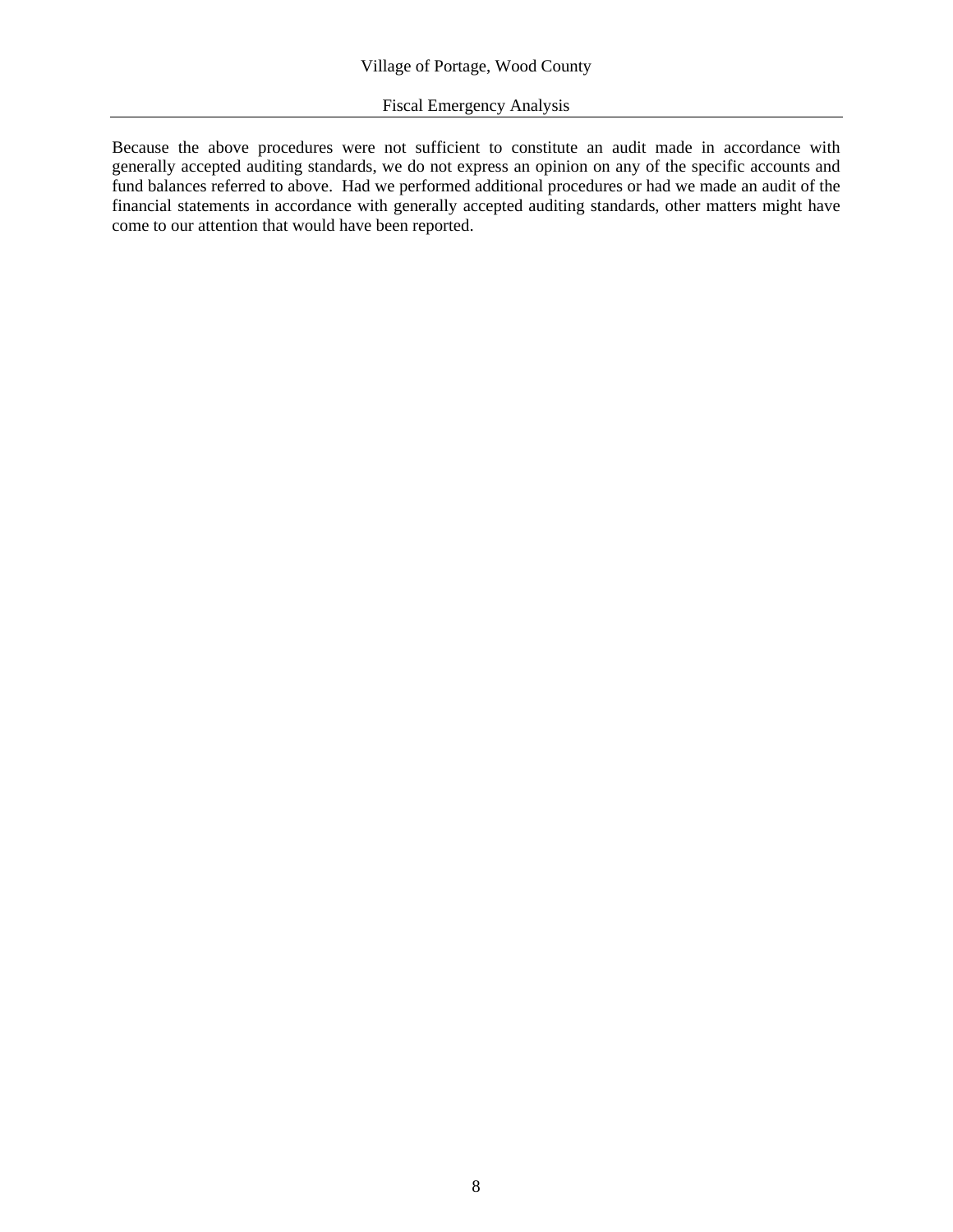Because the above procedures were not sufficient to constitute an audit made in accordance with generally accepted auditing standards, we do not express an opinion on any of the specific accounts and fund balances referred to above. Had we performed additional procedures or had we made an audit of the financial statements in accordance with generally accepted auditing standards, other matters might have come to our attention that would have been reported.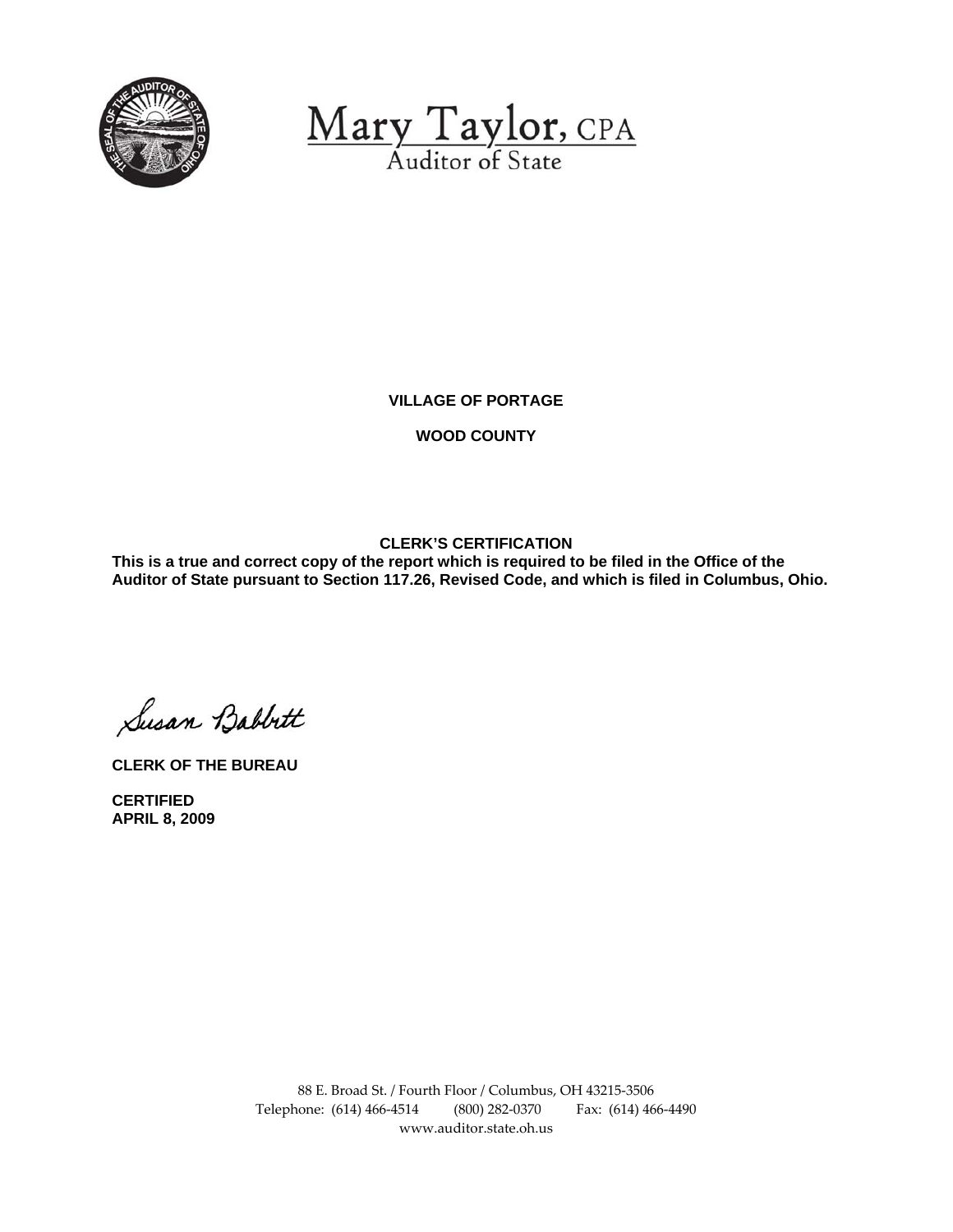Mary Taylor, CPA
Auditor of State

**VILLAGE OF PORTAGE**

**WOOD COUNTY**

**CLERK'S CERTIFICATION**

**This is a true and correct copy of the report which is required to be filed in the Office of the Auditor of State pursuant to Section 117.26, Revised Code, and which is filed in Columbus, Ohio.**

Susan Babbitt

**CLERK OF THE BUREAU**

**CERTIFIED**
**APRIL 8, 2009**

88 E. Broad St. / Fourth Floor / Columbus, OH 43215-3506
Telephone: (614) 466-4514 (800) 282-0370 Fax: (614) 466-4490
www.auditor.state.oh.us